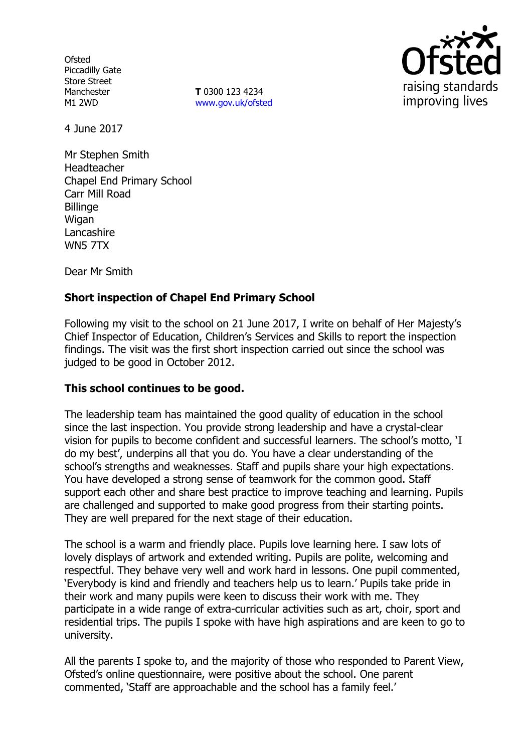Ofsted
Piccadilly Gate
Store Street
Manchester
M1 2WD

**T** 0300 123 4234
www.gov.uk/ofsted

4 June 2017

Mr Stephen Smith
Headteacher
Chapel End Primary School
Carr Mill Road
Billinge
Wigan
Lancashire
WN5 7TX

Dear Mr Smith

**Short inspection of Chapel End Primary School**

Following my visit to the school on 21 June 2017, I write on behalf of Her Majesty's Chief Inspector of Education, Children's Services and Skills to report the inspection findings. The visit was the first short inspection carried out since the school was judged to be good in October 2012.

**This school continues to be good.**

The leadership team has maintained the good quality of education in the school since the last inspection. You provide strong leadership and have a crystal-clear vision for pupils to become confident and successful learners. The school's motto, 'I do my best', underpins all that you do. You have a clear understanding of the school's strengths and weaknesses. Staff and pupils share your high expectations. You have developed a strong sense of teamwork for the common good. Staff support each other and share best practice to improve teaching and learning. Pupils are challenged and supported to make good progress from their starting points. They are well prepared for the next stage of their education.

The school is a warm and friendly place. Pupils love learning here. I saw lots of lovely displays of artwork and extended writing. Pupils are polite, welcoming and respectful. They behave very well and work hard in lessons. One pupil commented, 'Everybody is kind and friendly and teachers help us to learn.' Pupils take pride in their work and many pupils were keen to discuss their work with me. They participate in a wide range of extra-curricular activities such as art, choir, sport and residential trips. The pupils I spoke with have high aspirations and are keen to go to university.

All the parents I spoke to, and the majority of those who responded to Parent View, Ofsted's online questionnaire, were positive about the school. One parent commented, 'Staff are approachable and the school has a family feel.'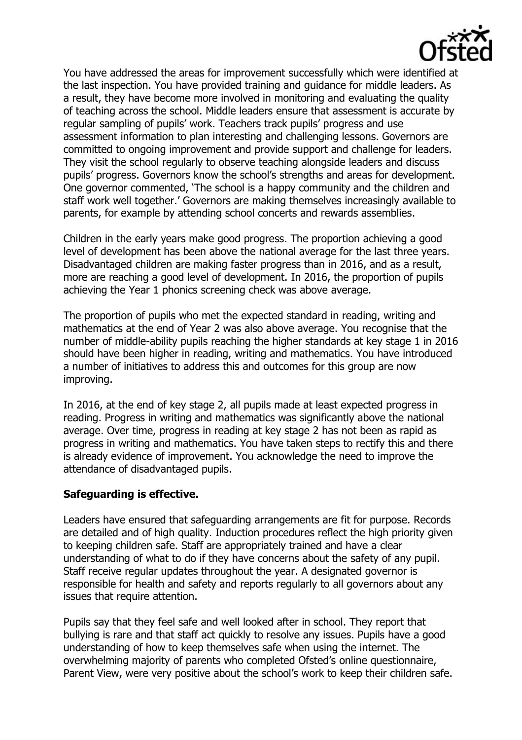You have addressed the areas for improvement successfully which were identified at the last inspection. You have provided training and guidance for middle leaders. As a result, they have become more involved in monitoring and evaluating the quality of teaching across the school. Middle leaders ensure that assessment is accurate by regular sampling of pupils' work. Teachers track pupils' progress and use assessment information to plan interesting and challenging lessons. Governors are committed to ongoing improvement and provide support and challenge for leaders. They visit the school regularly to observe teaching alongside leaders and discuss pupils' progress. Governors know the school's strengths and areas for development. One governor commented, 'The school is a happy community and the children and staff work well together.' Governors are making themselves increasingly available to parents, for example by attending school concerts and rewards assemblies.

Children in the early years make good progress. The proportion achieving a good level of development has been above the national average for the last three years. Disadvantaged children are making faster progress than in 2016, and as a result, more are reaching a good level of development. In 2016, the proportion of pupils achieving the Year 1 phonics screening check was above average.

The proportion of pupils who met the expected standard in reading, writing and mathematics at the end of Year 2 was also above average. You recognise that the number of middle-ability pupils reaching the higher standards at key stage 1 in 2016 should have been higher in reading, writing and mathematics. You have introduced a number of initiatives to address this and outcomes for this group are now improving.

In 2016, at the end of key stage 2, all pupils made at least expected progress in reading. Progress in writing and mathematics was significantly above the national average. Over time, progress in reading at key stage 2 has not been as rapid as progress in writing and mathematics. You have taken steps to rectify this and there is already evidence of improvement. You acknowledge the need to improve the attendance of disadvantaged pupils.

**Safeguarding is effective.**

Leaders have ensured that safeguarding arrangements are fit for purpose. Records are detailed and of high quality. Induction procedures reflect the high priority given to keeping children safe. Staff are appropriately trained and have a clear understanding of what to do if they have concerns about the safety of any pupil. Staff receive regular updates throughout the year. A designated governor is responsible for health and safety and reports regularly to all governors about any issues that require attention.

Pupils say that they feel safe and well looked after in school. They report that bullying is rare and that staff act quickly to resolve any issues. Pupils have a good understanding of how to keep themselves safe when using the internet. The overwhelming majority of parents who completed Ofsted's online questionnaire, Parent View, were very positive about the school's work to keep their children safe.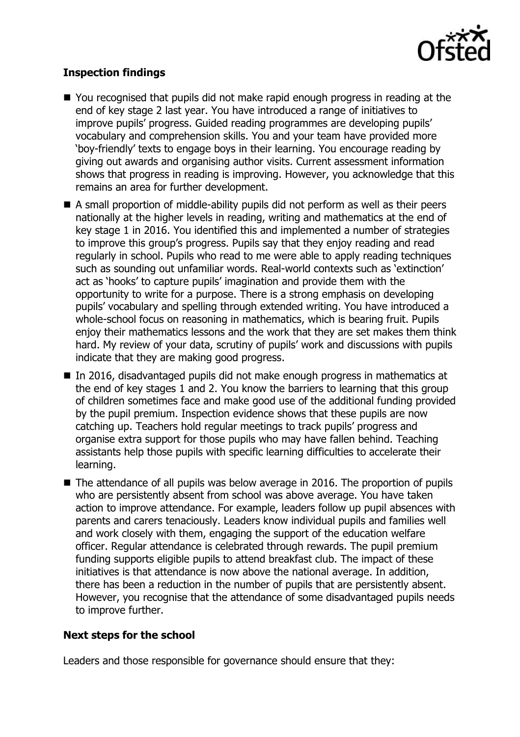### Inspection findings

- You recognised that pupils did not make rapid enough progress in reading at the end of key stage 2 last year. You have introduced a range of initiatives to improve pupils' progress. Guided reading programmes are developing pupils' vocabulary and comprehension skills. You and your team have provided more 'boy-friendly' texts to engage boys in their learning. You encourage reading by giving out awards and organising author visits. Current assessment information shows that progress in reading is improving. However, you acknowledge that this remains an area for further development.
- A small proportion of middle-ability pupils did not perform as well as their peers nationally at the higher levels in reading, writing and mathematics at the end of key stage 1 in 2016. You identified this and implemented a number of strategies to improve this group's progress. Pupils say that they enjoy reading and read regularly in school. Pupils who read to me were able to apply reading techniques such as sounding out unfamiliar words. Real-world contexts such as 'extinction' act as 'hooks' to capture pupils' imagination and provide them with the opportunity to write for a purpose. There is a strong emphasis on developing pupils' vocabulary and spelling through extended writing. You have introduced a whole-school focus on reasoning in mathematics, which is bearing fruit. Pupils enjoy their mathematics lessons and the work that they are set makes them think hard. My review of your data, scrutiny of pupils' work and discussions with pupils indicate that they are making good progress.
- In 2016, disadvantaged pupils did not make enough progress in mathematics at the end of key stages 1 and 2. You know the barriers to learning that this group of children sometimes face and make good use of the additional funding provided by the pupil premium. Inspection evidence shows that these pupils are now catching up. Teachers hold regular meetings to track pupils' progress and organise extra support for those pupils who may have fallen behind. Teaching assistants help those pupils with specific learning difficulties to accelerate their learning.
- The attendance of all pupils was below average in 2016. The proportion of pupils who are persistently absent from school was above average. You have taken action to improve attendance. For example, leaders follow up pupil absences with parents and carers tenaciously. Leaders know individual pupils and families well and work closely with them, engaging the support of the education welfare officer. Regular attendance is celebrated through rewards. The pupil premium funding supports eligible pupils to attend breakfast club. The impact of these initiatives is that attendance is now above the national average. In addition, there has been a reduction in the number of pupils that are persistently absent. However, you recognise that the attendance of some disadvantaged pupils needs to improve further.

### Next steps for the school

Leaders and those responsible for governance should ensure that they: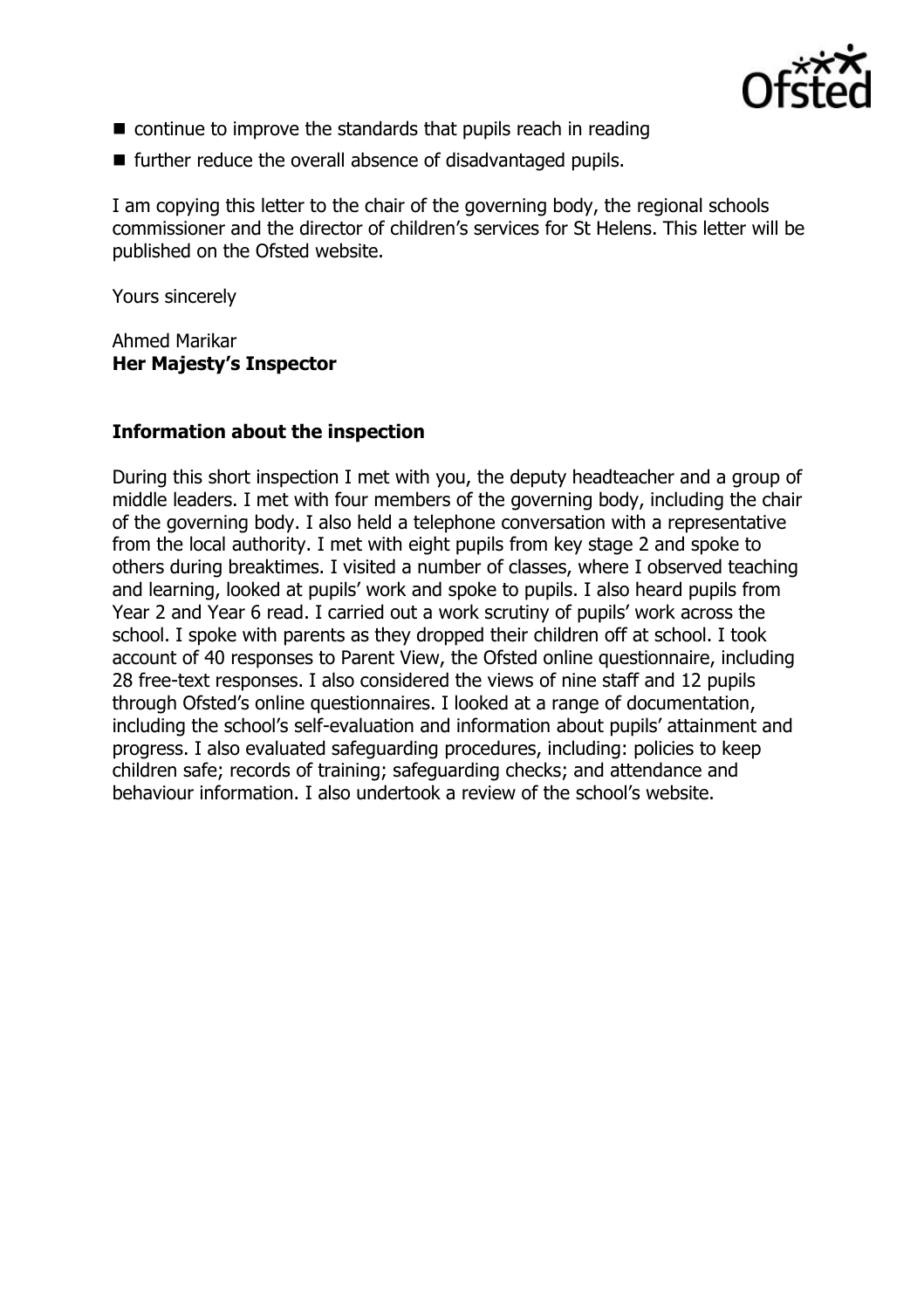- continue to improve the standards that pupils reach in reading
- further reduce the overall absence of disadvantaged pupils.

I am copying this letter to the chair of the governing body, the regional schools commissioner and the director of children's services for St Helens. This letter will be published on the Ofsted website.

Yours sincerely

Ahmed Marikar
**Her Majesty's Inspector**

### Information about the inspection

During this short inspection I met with you, the deputy headteacher and a group of middle leaders. I met with four members of the governing body, including the chair of the governing body. I also held a telephone conversation with a representative from the local authority. I met with eight pupils from key stage 2 and spoke to others during breaktimes. I visited a number of classes, where I observed teaching and learning, looked at pupils' work and spoke to pupils. I also heard pupils from Year 2 and Year 6 read. I carried out a work scrutiny of pupils' work across the school. I spoke with parents as they dropped their children off at school. I took account of 40 responses to Parent View, the Ofsted online questionnaire, including 28 free-text responses. I also considered the views of nine staff and 12 pupils through Ofsted's online questionnaires. I looked at a range of documentation, including the school's self-evaluation and information about pupils' attainment and progress. I also evaluated safeguarding procedures, including: policies to keep children safe; records of training; safeguarding checks; and attendance and behaviour information. I also undertook a review of the school's website.